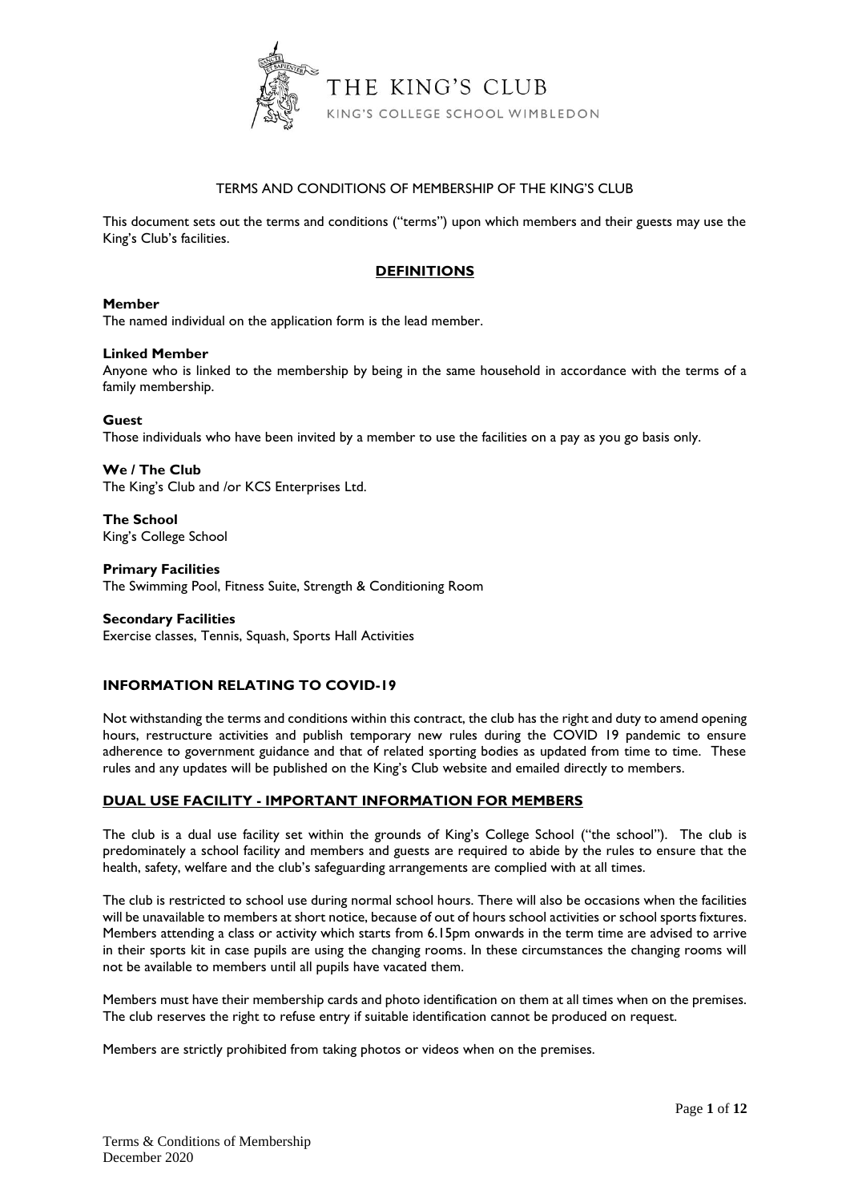THE KING'S CLUB

KING'S COLLEGE SCHOOL WIMBLEDON

TERMS AND CONDITIONS OF MEMBERSHIP OF THE KING'S CLUB

This document sets out the terms and conditions ("terms") upon which members and their guests may use the King's Club's facilities.

## DEFINITIONS

**Member**
The named individual on the application form is the lead member.

**Linked Member**
Anyone who is linked to the membership by being in the same household in accordance with the terms of a family membership.

**Guest**
Those individuals who have been invited by a member to use the facilities on a pay as you go basis only.

**We / The Club**
The King's Club and /or KCS Enterprises Ltd.

**The School**
King's College School

**Primary Facilities**
The Swimming Pool, Fitness Suite, Strength & Conditioning Room

**Secondary Facilities**
Exercise classes, Tennis, Squash, Sports Hall Activities

## INFORMATION RELATING TO COVID-19

Not withstanding the terms and conditions within this contract, the club has the right and duty to amend opening hours, restructure activities and publish temporary new rules during the COVID 19 pandemic to ensure adherence to government guidance and that of related sporting bodies as updated from time to time. These rules and any updates will be published on the King's Club website and emailed directly to members.

## DUAL USE FACILITY - IMPORTANT INFORMATION FOR MEMBERS

The club is a dual use facility set within the grounds of King's College School ("the school"). The club is predominately a school facility and members and guests are required to abide by the rules to ensure that the health, safety, welfare and the club's safeguarding arrangements are complied with at all times.

The club is restricted to school use during normal school hours. There will also be occasions when the facilities will be unavailable to members at short notice, because of out of hours school activities or school sports fixtures. Members attending a class or activity which starts from 6.15pm onwards in the term time are advised to arrive in their sports kit in case pupils are using the changing rooms. In these circumstances the changing rooms will not be available to members until all pupils have vacated them.

Members must have their membership cards and photo identification on them at all times when on the premises. The club reserves the right to refuse entry if suitable identification cannot be produced on request.

Members are strictly prohibited from taking photos or videos when on the premises.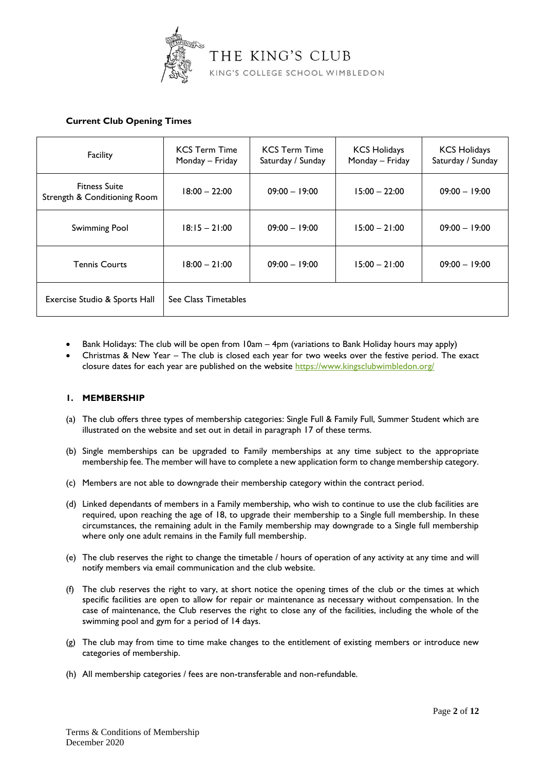THE KING'S CLUB

KING'S COLLEGE SCHOOL WIMBLEDON

**Current Club Opening Times**

| Facility | KCS Term Time Monday – Friday | KCS Term Time Saturday / Sunday | KCS Holidays Monday – Friday | KCS Holidays Saturday / Sunday |
|---|---|---|---|---|
| Fitness Suite Strength & Conditioning Room | 18:00 – 22:00 | 09:00 – 19:00 | 15:00 – 22:00 | 09:00 – 19:00 |
| Swimming Pool | 18:15 – 21:00 | 09:00 – 19:00 | 15:00 – 21:00 | 09:00 – 19:00 |
| Tennis Courts | 18:00 – 21:00 | 09:00 – 19:00 | 15:00 – 21:00 | 09:00 – 19:00 |
| Exercise Studio & Sports Hall | See Class Timetables | | | |

- Bank Holidays: The club will be open from 10am – 4pm (variations to Bank Holiday hours may apply)
- Christmas & New Year – The club is closed each year for two weeks over the festive period. The exact closure dates for each year are published on the website https://www.kingsclubwimbledon.org/

## 1. MEMBERSHIP

(a) The club offers three types of membership categories: Single Full & Family Full, Summer Student which are illustrated on the website and set out in detail in paragraph 17 of these terms.

(b) Single memberships can be upgraded to Family memberships at any time subject to the appropriate membership fee. The member will have to complete a new application form to change membership category.

(c) Members are not able to downgrade their membership category within the contract period.

(d) Linked dependants of members in a Family membership, who wish to continue to use the club facilities are required, upon reaching the age of 18, to upgrade their membership to a Single full membership. In these circumstances, the remaining adult in the Family membership may downgrade to a Single full membership where only one adult remains in the Family full membership.

(e) The club reserves the right to change the timetable / hours of operation of any activity at any time and will notify members via email communication and the club website.

(f) The club reserves the right to vary, at short notice the opening times of the club or the times at which specific facilities are open to allow for repair or maintenance as necessary without compensation. In the case of maintenance, the Club reserves the right to close any of the facilities, including the whole of the swimming pool and gym for a period of 14 days.

(g) The club may from time to time make changes to the entitlement of existing members or introduce new categories of membership.

(h) All membership categories / fees are non-transferable and non-refundable.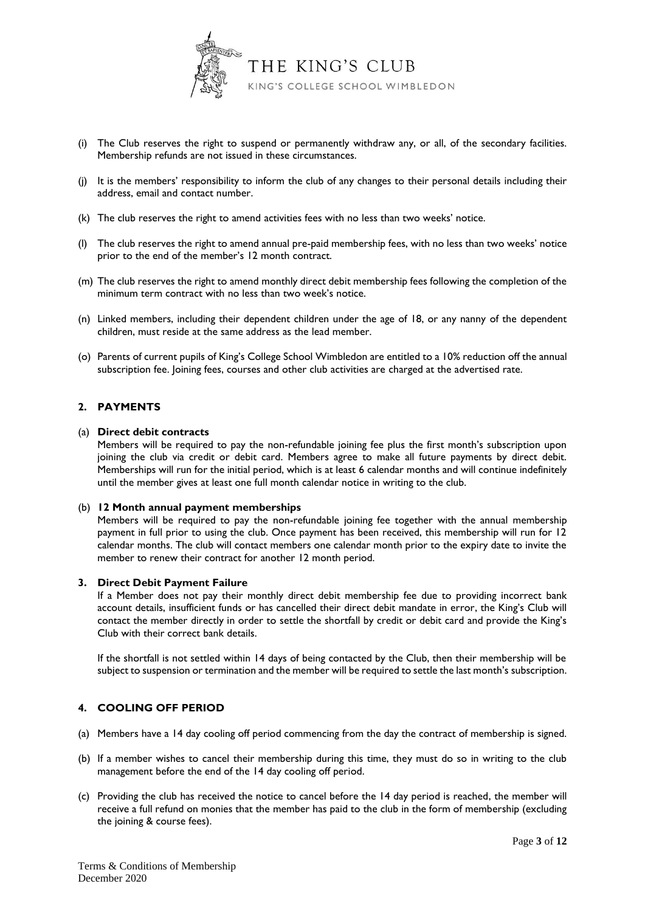(i) The Club reserves the right to suspend or permanently withdraw any, or all, of the secondary facilities. Membership refunds are not issued in these circumstances.

(j) It is the members' responsibility to inform the club of any changes to their personal details including their address, email and contact number.

(k) The club reserves the right to amend activities fees with no less than two weeks' notice.

(l) The club reserves the right to amend annual pre-paid membership fees, with no less than two weeks' notice prior to the end of the member's 12 month contract.

(m) The club reserves the right to amend monthly direct debit membership fees following the completion of the minimum term contract with no less than two week's notice.

(n) Linked members, including their dependent children under the age of 18, or any nanny of the dependent children, must reside at the same address as the lead member.

(o) Parents of current pupils of King's College School Wimbledon are entitled to a 10% reduction off the annual subscription fee. Joining fees, courses and other club activities are charged at the advertised rate.

## 2. PAYMENTS

(a) **Direct debit contracts**

Members will be required to pay the non-refundable joining fee plus the first month's subscription upon joining the club via credit or debit card. Members agree to make all future payments by direct debit. Memberships will run for the initial period, which is at least 6 calendar months and will continue indefinitely until the member gives at least one full month calendar notice in writing to the club.

(b) **12 Month annual payment memberships**

Members will be required to pay the non-refundable joining fee together with the annual membership payment in full prior to using the club. Once payment has been received, this membership will run for 12 calendar months. The club will contact members one calendar month prior to the expiry date to invite the member to renew their contract for another 12 month period.

## 3. Direct Debit Payment Failure

If a Member does not pay their monthly direct debit membership fee due to providing incorrect bank account details, insufficient funds or has cancelled their direct debit mandate in error, the King's Club will contact the member directly in order to settle the shortfall by credit or debit card and provide the King's Club with their correct bank details.

If the shortfall is not settled within 14 days of being contacted by the Club, then their membership will be subject to suspension or termination and the member will be required to settle the last month's subscription.

## 4. COOLING OFF PERIOD

(a) Members have a 14 day cooling off period commencing from the day the contract of membership is signed.

(b) If a member wishes to cancel their membership during this time, they must do so in writing to the club management before the end of the 14 day cooling off period.

(c) Providing the club has received the notice to cancel before the 14 day period is reached, the member will receive a full refund on monies that the member has paid to the club in the form of membership (excluding the joining & course fees).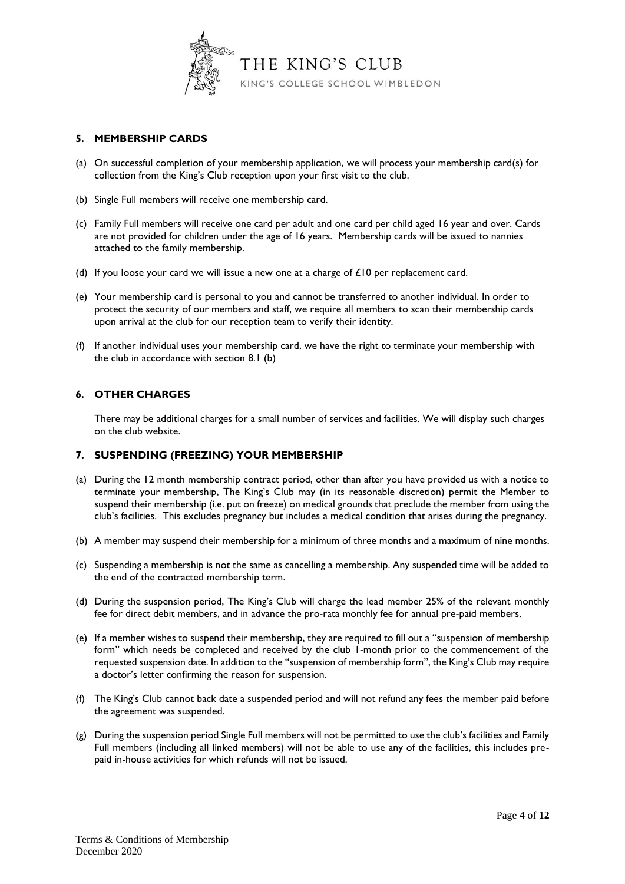## 5. MEMBERSHIP CARDS

(a) On successful completion of your membership application, we will process your membership card(s) for collection from the King's Club reception upon your first visit to the club.

(b) Single Full members will receive one membership card.

(c) Family Full members will receive one card per adult and one card per child aged 16 year and over. Cards are not provided for children under the age of 16 years. Membership cards will be issued to nannies attached to the family membership.

(d) If you loose your card we will issue a new one at a charge of £10 per replacement card.

(e) Your membership card is personal to you and cannot be transferred to another individual. In order to protect the security of our members and staff, we require all members to scan their membership cards upon arrival at the club for our reception team to verify their identity.

(f) If another individual uses your membership card, we have the right to terminate your membership with the club in accordance with section 8.1 (b)

## 6. OTHER CHARGES

There may be additional charges for a small number of services and facilities. We will display such charges on the club website.

## 7. SUSPENDING (FREEZING) YOUR MEMBERSHIP

(a) During the 12 month membership contract period, other than after you have provided us with a notice to terminate your membership, The King's Club may (in its reasonable discretion) permit the Member to suspend their membership (i.e. put on freeze) on medical grounds that preclude the member from using the club's facilities. This excludes pregnancy but includes a medical condition that arises during the pregnancy.

(b) A member may suspend their membership for a minimum of three months and a maximum of nine months.

(c) Suspending a membership is not the same as cancelling a membership. Any suspended time will be added to the end of the contracted membership term.

(d) During the suspension period, The King's Club will charge the lead member 25% of the relevant monthly fee for direct debit members, and in advance the pro-rata monthly fee for annual pre-paid members.

(e) If a member wishes to suspend their membership, they are required to fill out a "suspension of membership form" which needs be completed and received by the club 1-month prior to the commencement of the requested suspension date. In addition to the "suspension of membership form", the King's Club may require a doctor's letter confirming the reason for suspension.

(f) The King's Club cannot back date a suspended period and will not refund any fees the member paid before the agreement was suspended.

(g) During the suspension period Single Full members will not be permitted to use the club's facilities and Family Full members (including all linked members) will not be able to use any of the facilities, this includes pre-paid in-house activities for which refunds will not be issued.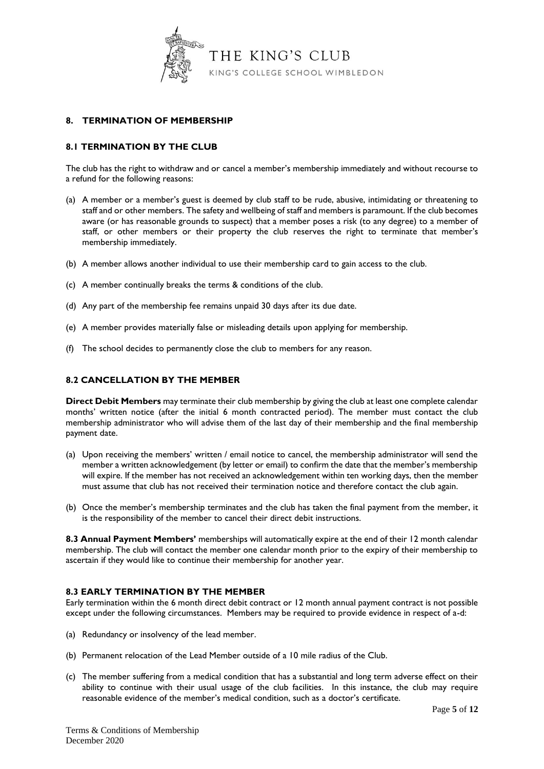## 8. TERMINATION OF MEMBERSHIP

### 8.1 TERMINATION BY THE CLUB

The club has the right to withdraw and or cancel a member's membership immediately and without recourse to a refund for the following reasons:

(a) A member or a member's guest is deemed by club staff to be rude, abusive, intimidating or threatening to staff and or other members. The safety and wellbeing of staff and members is paramount. If the club becomes aware (or has reasonable grounds to suspect) that a member poses a risk (to any degree) to a member of staff, or other members or their property the club reserves the right to terminate that member's membership immediately.

(b) A member allows another individual to use their membership card to gain access to the club.

(c) A member continually breaks the terms & conditions of the club.

(d) Any part of the membership fee remains unpaid 30 days after its due date.

(e) A member provides materially false or misleading details upon applying for membership.

(f) The school decides to permanently close the club to members for any reason.

### 8.2 CANCELLATION BY THE MEMBER

**Direct Debit Members** may terminate their club membership by giving the club at least one complete calendar months' written notice (after the initial 6 month contracted period). The member must contact the club membership administrator who will advise them of the last day of their membership and the final membership payment date.

(a) Upon receiving the members' written / email notice to cancel, the membership administrator will send the member a written acknowledgement (by letter or email) to confirm the date that the member's membership will expire. If the member has not received an acknowledgement within ten working days, then the member must assume that club has not received their termination notice and therefore contact the club again.

(b) Once the member's membership terminates and the club has taken the final payment from the member, it is the responsibility of the member to cancel their direct debit instructions.

**8.3 Annual Payment Members'** memberships will automatically expire at the end of their 12 month calendar membership. The club will contact the member one calendar month prior to the expiry of their membership to ascertain if they would like to continue their membership for another year.

### 8.3 EARLY TERMINATION BY THE MEMBER

Early termination within the 6 month direct debit contract or 12 month annual payment contract is not possible except under the following circumstances. Members may be required to provide evidence in respect of a-d:

(a) Redundancy or insolvency of the lead member.

(b) Permanent relocation of the Lead Member outside of a 10 mile radius of the Club.

(c) The member suffering from a medical condition that has a substantial and long term adverse effect on their ability to continue with their usual usage of the club facilities. In this instance, the club may require reasonable evidence of the member's medical condition, such as a doctor's certificate.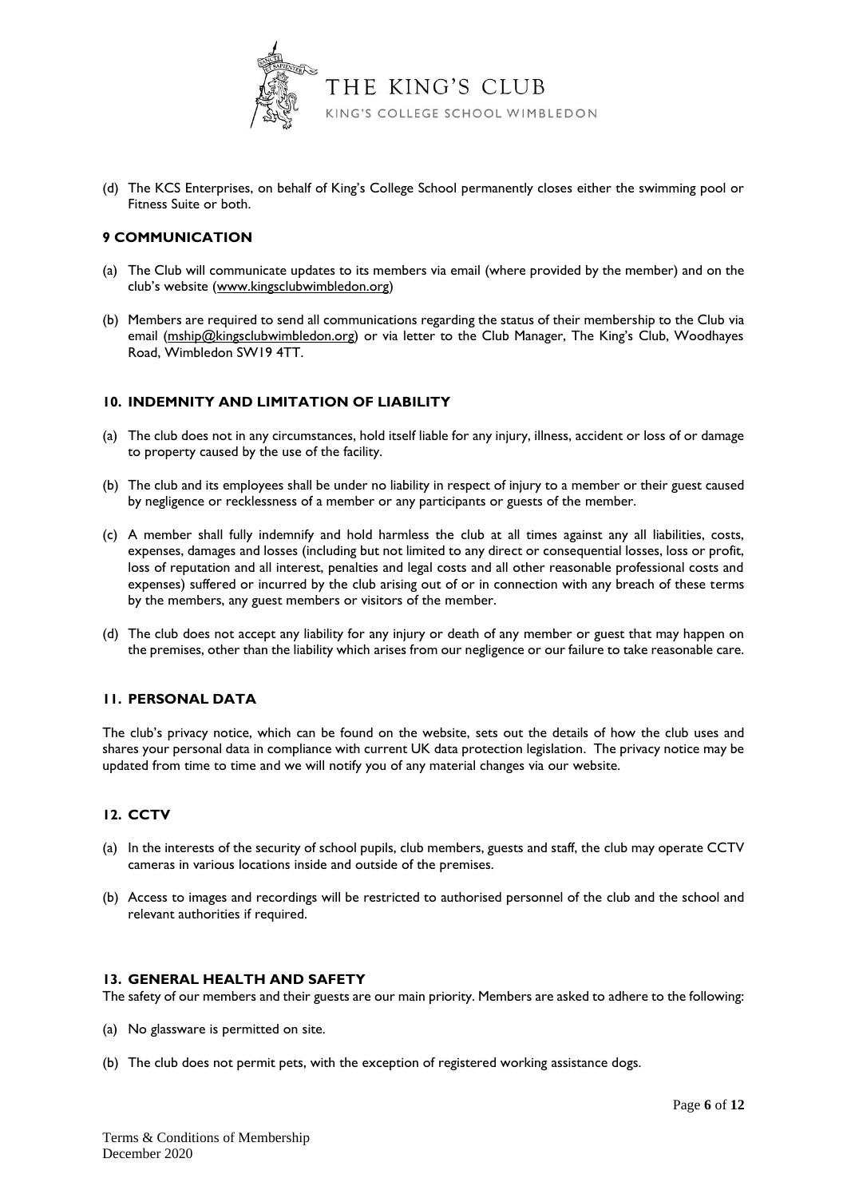(d) The KCS Enterprises, on behalf of King's College School permanently closes either the swimming pool or Fitness Suite or both.

## 9 COMMUNICATION

(a) The Club will communicate updates to its members via email (where provided by the member) and on the club's website (www.kingsclubwimbledon.org)

(b) Members are required to send all communications regarding the status of their membership to the Club via email (mship@kingsclubwimbledon.org) or via letter to the Club Manager, The King's Club, Woodhayes Road, Wimbledon SW19 4TT.

## 10. INDEMNITY AND LIMITATION OF LIABILITY

(a) The club does not in any circumstances, hold itself liable for any injury, illness, accident or loss of or damage to property caused by the use of the facility.

(b) The club and its employees shall be under no liability in respect of injury to a member or their guest caused by negligence or recklessness of a member or any participants or guests of the member.

(c) A member shall fully indemnify and hold harmless the club at all times against any all liabilities, costs, expenses, damages and losses (including but not limited to any direct or consequential losses, loss or profit, loss of reputation and all interest, penalties and legal costs and all other reasonable professional costs and expenses) suffered or incurred by the club arising out of or in connection with any breach of these terms by the members, any guest members or visitors of the member.

(d) The club does not accept any liability for any injury or death of any member or guest that may happen on the premises, other than the liability which arises from our negligence or our failure to take reasonable care.

## 11. PERSONAL DATA

The club's privacy notice, which can be found on the website, sets out the details of how the club uses and shares your personal data in compliance with current UK data protection legislation. The privacy notice may be updated from time to time and we will notify you of any material changes via our website.

## 12. CCTV

(a) In the interests of the security of school pupils, club members, guests and staff, the club may operate CCTV cameras in various locations inside and outside of the premises.

(b) Access to images and recordings will be restricted to authorised personnel of the club and the school and relevant authorities if required.

## 13. GENERAL HEALTH AND SAFETY

The safety of our members and their guests are our main priority. Members are asked to adhere to the following:

(a) No glassware is permitted on site.

(b) The club does not permit pets, with the exception of registered working assistance dogs.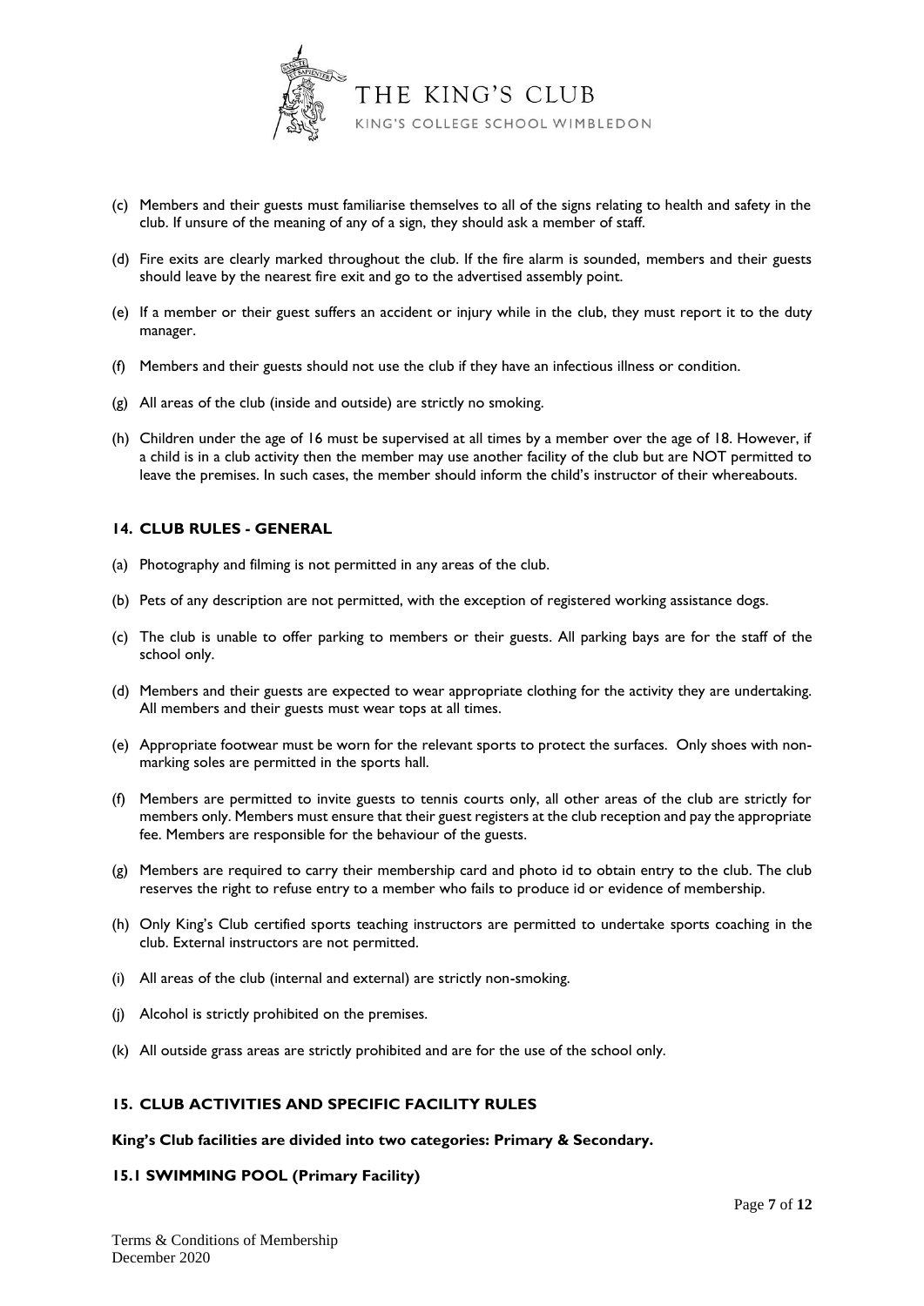(c) Members and their guests must familiarise themselves to all of the signs relating to health and safety in the club. If unsure of the meaning of any of a sign, they should ask a member of staff.

(d) Fire exits are clearly marked throughout the club. If the fire alarm is sounded, members and their guests should leave by the nearest fire exit and go to the advertised assembly point.

(e) If a member or their guest suffers an accident or injury while in the club, they must report it to the duty manager.

(f) Members and their guests should not use the club if they have an infectious illness or condition.

(g) All areas of the club (inside and outside) are strictly no smoking.

(h) Children under the age of 16 must be supervised at all times by a member over the age of 18. However, if a child is in a club activity then the member may use another facility of the club but are NOT permitted to leave the premises. In such cases, the member should inform the child's instructor of their whereabouts.

## 14. CLUB RULES - GENERAL

(a) Photography and filming is not permitted in any areas of the club.

(b) Pets of any description are not permitted, with the exception of registered working assistance dogs.

(c) The club is unable to offer parking to members or their guests. All parking bays are for the staff of the school only.

(d) Members and their guests are expected to wear appropriate clothing for the activity they are undertaking. All members and their guests must wear tops at all times.

(e) Appropriate footwear must be worn for the relevant sports to protect the surfaces. Only shoes with non-marking soles are permitted in the sports hall.

(f) Members are permitted to invite guests to tennis courts only, all other areas of the club are strictly for members only. Members must ensure that their guest registers at the club reception and pay the appropriate fee. Members are responsible for the behaviour of the guests.

(g) Members are required to carry their membership card and photo id to obtain entry to the club. The club reserves the right to refuse entry to a member who fails to produce id or evidence of membership.

(h) Only King's Club certified sports teaching instructors are permitted to undertake sports coaching in the club. External instructors are not permitted.

(i) All areas of the club (internal and external) are strictly non-smoking.

(j) Alcohol is strictly prohibited on the premises.

(k) All outside grass areas are strictly prohibited and are for the use of the school only.

## 15. CLUB ACTIVITIES AND SPECIFIC FACILITY RULES

**King's Club facilities are divided into two categories: Primary & Secondary.**

### 15.1 SWIMMING POOL (Primary Facility)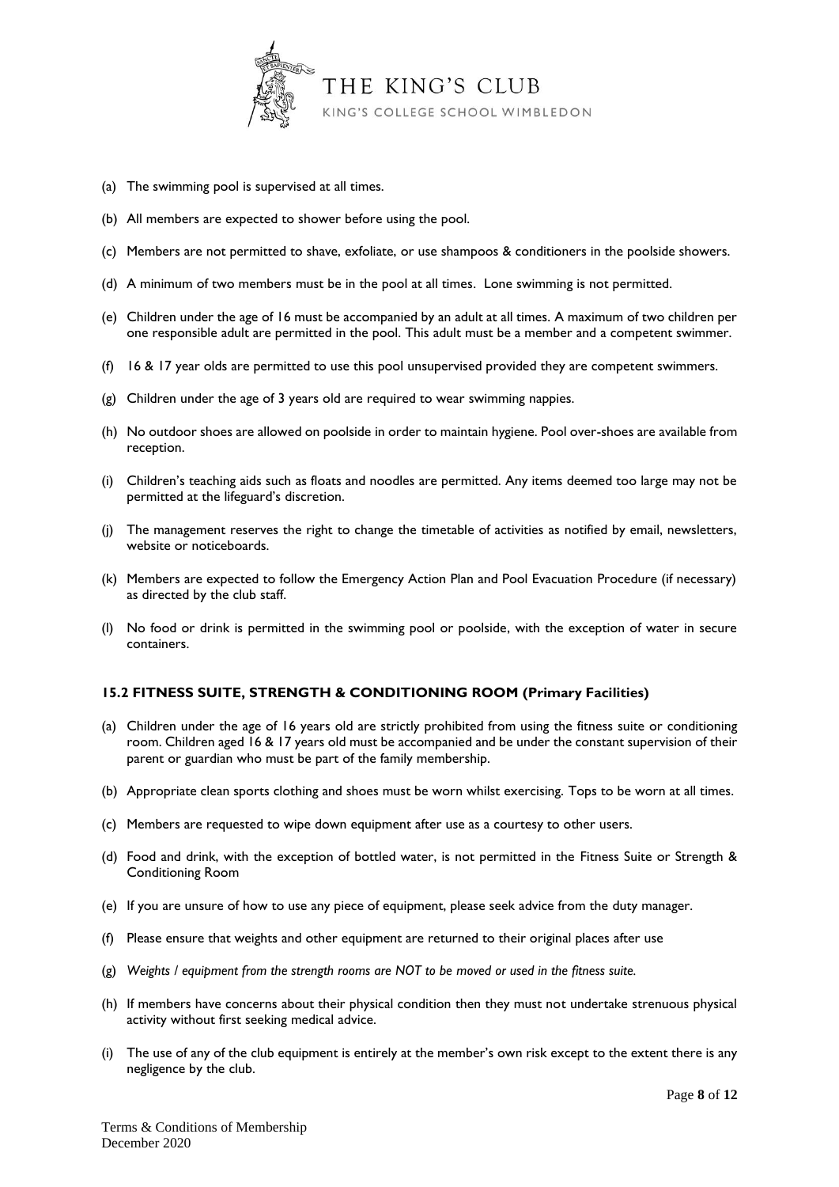(a) The swimming pool is supervised at all times.

(b) All members are expected to shower before using the pool.

(c) Members are not permitted to shave, exfoliate, or use shampoos & conditioners in the poolside showers.

(d) A minimum of two members must be in the pool at all times. Lone swimming is not permitted.

(e) Children under the age of 16 must be accompanied by an adult at all times. A maximum of two children per one responsible adult are permitted in the pool. This adult must be a member and a competent swimmer.

(f) 16 & 17 year olds are permitted to use this pool unsupervised provided they are competent swimmers.

(g) Children under the age of 3 years old are required to wear swimming nappies.

(h) No outdoor shoes are allowed on poolside in order to maintain hygiene. Pool over-shoes are available from reception.

(i) Children's teaching aids such as floats and noodles are permitted. Any items deemed too large may not be permitted at the lifeguard's discretion.

(j) The management reserves the right to change the timetable of activities as notified by email, newsletters, website or noticeboards.

(k) Members are expected to follow the Emergency Action Plan and Pool Evacuation Procedure (if necessary) as directed by the club staff.

(l) No food or drink is permitted in the swimming pool or poolside, with the exception of water in secure containers.

### 15.2 FITNESS SUITE, STRENGTH & CONDITIONING ROOM (Primary Facilities)

(a) Children under the age of 16 years old are strictly prohibited from using the fitness suite or conditioning room. Children aged 16 & 17 years old must be accompanied and be under the constant supervision of their parent or guardian who must be part of the family membership.

(b) Appropriate clean sports clothing and shoes must be worn whilst exercising. Tops to be worn at all times.

(c) Members are requested to wipe down equipment after use as a courtesy to other users.

(d) Food and drink, with the exception of bottled water, is not permitted in the Fitness Suite or Strength & Conditioning Room

(e) If you are unsure of how to use any piece of equipment, please seek advice from the duty manager.

(f) Please ensure that weights and other equipment are returned to their original places after use

(g) *Weights / equipment from the strength rooms are NOT to be moved or used in the fitness suite.*

(h) If members have concerns about their physical condition then they must not undertake strenuous physical activity without first seeking medical advice.

(i) The use of any of the club equipment is entirely at the member's own risk except to the extent there is any negligence by the club.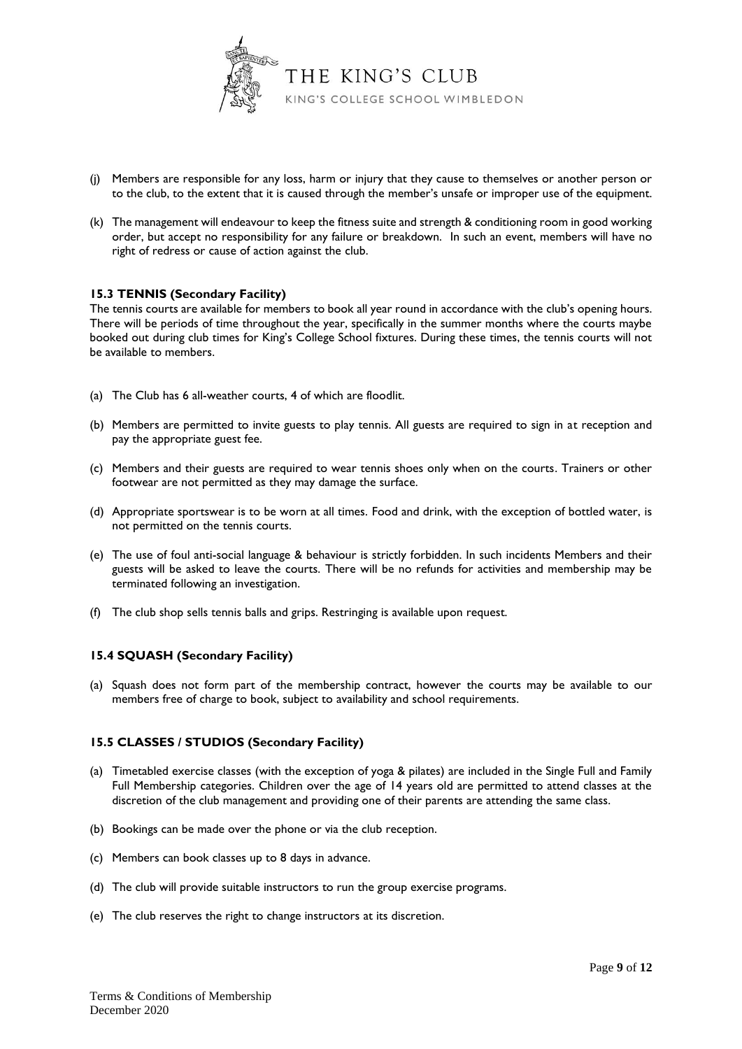(j) Members are responsible for any loss, harm or injury that they cause to themselves or another person or to the club, to the extent that it is caused through the member's unsafe or improper use of the equipment.

(k) The management will endeavour to keep the fitness suite and strength & conditioning room in good working order, but accept no responsibility for any failure or breakdown. In such an event, members will have no right of redress or cause of action against the club.

### 15.3 TENNIS (Secondary Facility)

The tennis courts are available for members to book all year round in accordance with the club's opening hours. There will be periods of time throughout the year, specifically in the summer months where the courts maybe booked out during club times for King's College School fixtures. During these times, the tennis courts will not be available to members.

(a) The Club has 6 all-weather courts, 4 of which are floodlit.

(b) Members are permitted to invite guests to play tennis. All guests are required to sign in at reception and pay the appropriate guest fee.

(c) Members and their guests are required to wear tennis shoes only when on the courts. Trainers or other footwear are not permitted as they may damage the surface.

(d) Appropriate sportswear is to be worn at all times. Food and drink, with the exception of bottled water, is not permitted on the tennis courts.

(e) The use of foul anti-social language & behaviour is strictly forbidden. In such incidents Members and their guests will be asked to leave the courts. There will be no refunds for activities and membership may be terminated following an investigation.

(f) The club shop sells tennis balls and grips. Restringing is available upon request.

### 15.4 SQUASH (Secondary Facility)

(a) Squash does not form part of the membership contract, however the courts may be available to our members free of charge to book, subject to availability and school requirements.

### 15.5 CLASSES / STUDIOS (Secondary Facility)

(a) Timetabled exercise classes (with the exception of yoga & pilates) are included in the Single Full and Family Full Membership categories. Children over the age of 14 years old are permitted to attend classes at the discretion of the club management and providing one of their parents are attending the same class.

(b) Bookings can be made over the phone or via the club reception.

(c) Members can book classes up to 8 days in advance.

(d) The club will provide suitable instructors to run the group exercise programs.

(e) The club reserves the right to change instructors at its discretion.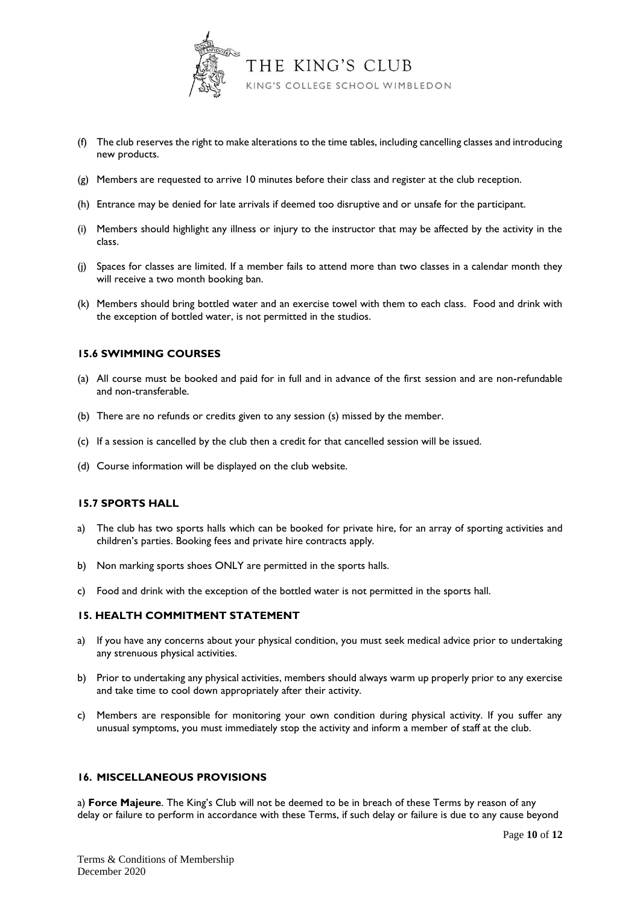(f) The club reserves the right to make alterations to the time tables, including cancelling classes and introducing new products.

(g) Members are requested to arrive 10 minutes before their class and register at the club reception.

(h) Entrance may be denied for late arrivals if deemed too disruptive and or unsafe for the participant.

(i) Members should highlight any illness or injury to the instructor that may be affected by the activity in the class.

(j) Spaces for classes are limited. If a member fails to attend more than two classes in a calendar month they will receive a two month booking ban.

(k) Members should bring bottled water and an exercise towel with them to each class. Food and drink with the exception of bottled water, is not permitted in the studios.

### 15.6 SWIMMING COURSES

(a) All course must be booked and paid for in full and in advance of the first session and are non-refundable and non-transferable.

(b) There are no refunds or credits given to any session (s) missed by the member.

(c) If a session is cancelled by the club then a credit for that cancelled session will be issued.

(d) Course information will be displayed on the club website.

### 15.7 SPORTS HALL

a) The club has two sports halls which can be booked for private hire, for an array of sporting activities and children's parties. Booking fees and private hire contracts apply.

b) Non marking sports shoes ONLY are permitted in the sports halls.

c) Food and drink with the exception of the bottled water is not permitted in the sports hall.

## 15. HEALTH COMMITMENT STATEMENT

a) If you have any concerns about your physical condition, you must seek medical advice prior to undertaking any strenuous physical activities.

b) Prior to undertaking any physical activities, members should always warm up properly prior to any exercise and take time to cool down appropriately after their activity.

c) Members are responsible for monitoring your own condition during physical activity. If you suffer any unusual symptoms, you must immediately stop the activity and inform a member of staff at the club.

## 16. MISCELLANEOUS PROVISIONS

a) **Force Majeure**. The King's Club will not be deemed to be in breach of these Terms by reason of any delay or failure to perform in accordance with these Terms, if such delay or failure is due to any cause beyond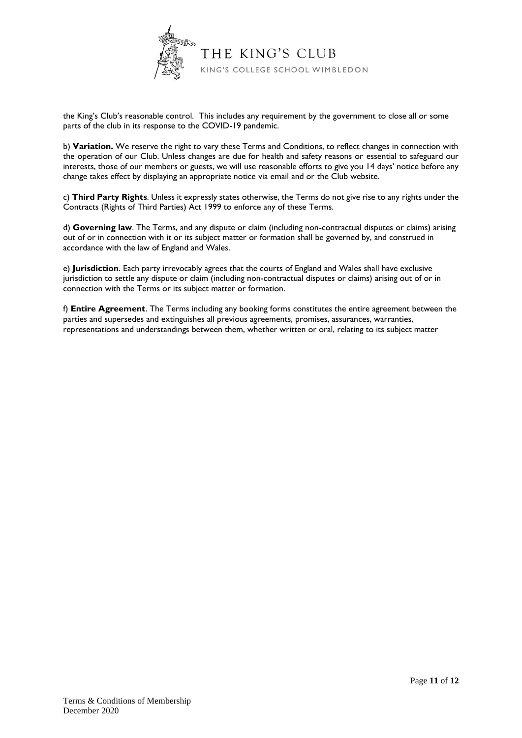the King's Club's reasonable control. This includes any requirement by the government to close all or some parts of the club in its response to the COVID-19 pandemic.

b) **Variation.** We reserve the right to vary these Terms and Conditions, to reflect changes in connection with the operation of our Club. Unless changes are due for health and safety reasons or essential to safeguard our interests, those of our members or guests, we will use reasonable efforts to give you 14 days' notice before any change takes effect by displaying an appropriate notice via email and or the Club website.

c) **Third Party Rights**. Unless it expressly states otherwise, the Terms do not give rise to any rights under the Contracts (Rights of Third Parties) Act 1999 to enforce any of these Terms.

d) **Governing law**. The Terms, and any dispute or claim (including non-contractual disputes or claims) arising out of or in connection with it or its subject matter or formation shall be governed by, and construed in accordance with the law of England and Wales.

e) **Jurisdiction**. Each party irrevocably agrees that the courts of England and Wales shall have exclusive jurisdiction to settle any dispute or claim (including non-contractual disputes or claims) arising out of or in connection with the Terms or its subject matter or formation.

f) **Entire Agreement**. The Terms including any booking forms constitutes the entire agreement between the parties and supersedes and extinguishes all previous agreements, promises, assurances, warranties, representations and understandings between them, whether written or oral, relating to its subject matter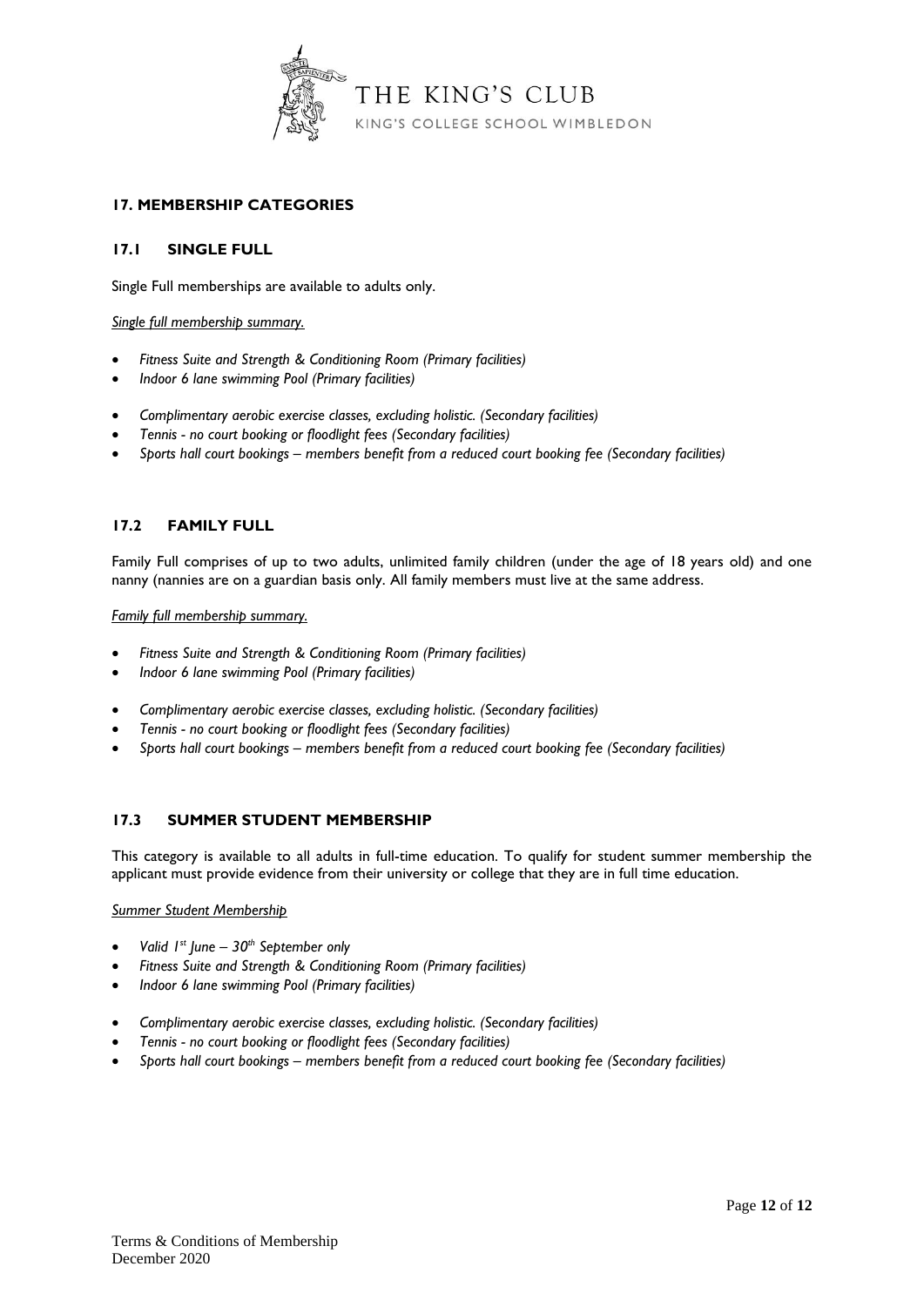## 17. MEMBERSHIP CATEGORIES

### 17.1 SINGLE FULL

Single Full memberships are available to adults only.

*Single full membership summary.*

- *Fitness Suite and Strength & Conditioning Room (Primary facilities)*
- *Indoor 6 lane swimming Pool (Primary facilities)*

- *Complimentary aerobic exercise classes, excluding holistic. (Secondary facilities)*
- *Tennis - no court booking or floodlight fees (Secondary facilities)*
- *Sports hall court bookings – members benefit from a reduced court booking fee (Secondary facilities)*

### 17.2 FAMILY FULL

Family Full comprises of up to two adults, unlimited family children (under the age of 18 years old) and one nanny (nannies are on a guardian basis only. All family members must live at the same address.

*Family full membership summary.*

- *Fitness Suite and Strength & Conditioning Room (Primary facilities)*
- *Indoor 6 lane swimming Pool (Primary facilities)*

- *Complimentary aerobic exercise classes, excluding holistic. (Secondary facilities)*
- *Tennis - no court booking or floodlight fees (Secondary facilities)*
- *Sports hall court bookings – members benefit from a reduced court booking fee (Secondary facilities)*

### 17.3 SUMMER STUDENT MEMBERSHIP

This category is available to all adults in full-time education. To qualify for student summer membership the applicant must provide evidence from their university or college that they are in full time education.

*Summer Student Membership*

- *Valid 1st June – 30th September only*
- *Fitness Suite and Strength & Conditioning Room (Primary facilities)*
- *Indoor 6 lane swimming Pool (Primary facilities)*

- *Complimentary aerobic exercise classes, excluding holistic. (Secondary facilities)*
- *Tennis - no court booking or floodlight fees (Secondary facilities)*
- *Sports hall court bookings – members benefit from a reduced court booking fee (Secondary facilities)*